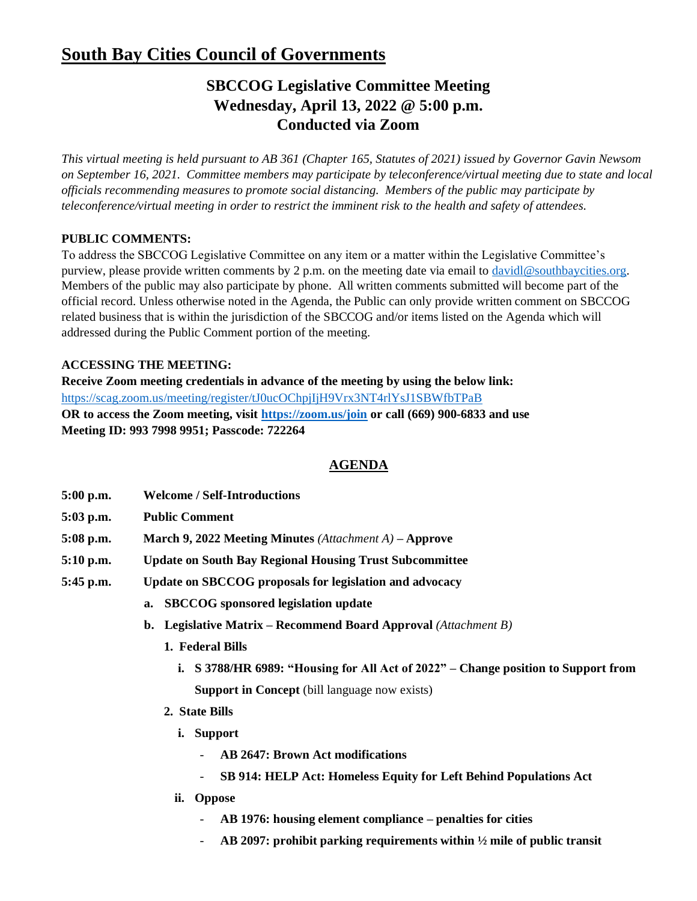# South Bay Cities Council of Governments

## SBCCOG Legislative Committee Meeting
## Wednesday, April 13, 2022 @ 5:00 p.m.
## Conducted via Zoom

*This virtual meeting is held pursuant to AB 361 (Chapter 165, Statutes of 2021) issued by Governor Gavin Newsom on September 16, 2021. Committee members may participate by teleconference/virtual meeting due to state and local officials recommending measures to promote social distancing. Members of the public may participate by teleconference/virtual meeting in order to restrict the imminent risk to the health and safety of attendees.*

**PUBLIC COMMENTS:**

To address the SBCCOG Legislative Committee on any item or a matter within the Legislative Committee's purview, please provide written comments by 2 p.m. on the meeting date via email to davidl@southbaycities.org. Members of the public may also participate by phone. All written comments submitted will become part of the official record. Unless otherwise noted in the Agenda, the Public can only provide written comment on SBCCOG related business that is within the jurisdiction of the SBCCOG and/or items listed on the Agenda which will addressed during the Public Comment portion of the meeting.

**ACCESSING THE MEETING:**

**Receive Zoom meeting credentials in advance of the meeting by using the below link:**
https://scag.zoom.us/meeting/register/tJ0ucOChpjIjH9Vrx3NT4rlYsJ1SBWfbTPaB
**OR to access the Zoom meeting, visit https://zoom.us/join or call (669) 900-6833 and use Meeting ID: 993 7998 9951; Passcode: 722264**

## AGENDA

**5:00 p.m.** **Welcome / Self-Introductions**

**5:03 p.m.** **Public Comment**

**5:08 p.m.** **March 9, 2022 Meeting Minutes** *(Attachment A)* **– Approve**

**5:10 p.m.** **Update on South Bay Regional Housing Trust Subcommittee**

**5:45 p.m.** **Update on SBCCOG proposals for legislation and advocacy**

- **a. SBCCOG sponsored legislation update**
- **b. Legislative Matrix – Recommend Board Approval** *(Attachment B)*
  - **1. Federal Bills**
    - **i. S 3788/HR 6989: "Housing for All Act of 2022" – Change position to Support from Support in Concept** (bill language now exists)
  - **2. State Bills**
    - **i. Support**
      - **AB 2647: Brown Act modifications**
      - **SB 914: HELP Act: Homeless Equity for Left Behind Populations Act**
    - **ii. Oppose**
      - **AB 1976: housing element compliance – penalties for cities**
      - **AB 2097: prohibit parking requirements within ½ mile of public transit**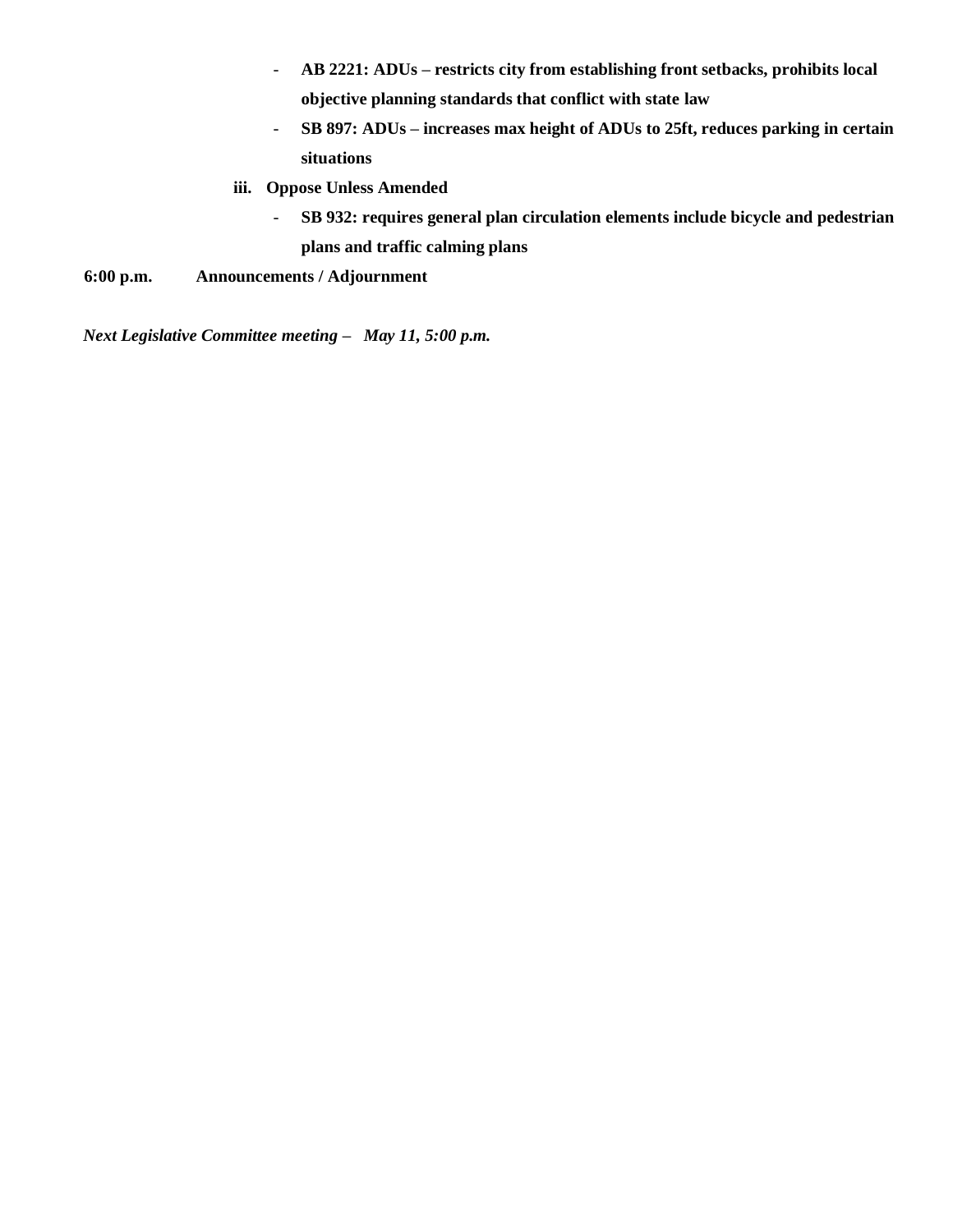- **AB 2221: ADUs – restricts city from establishing front setbacks, prohibits local objective planning standards that conflict with state law**
- **SB 897: ADUs – increases max height of ADUs to 25ft, reduces parking in certain situations**

**iii. Oppose Unless Amended**

- **SB 932: requires general plan circulation elements include bicycle and pedestrian plans and traffic calming plans**

**6:00 p.m.     Announcements / Adjournment**

***Next Legislative Committee meeting – May 11, 5:00 p.m.***